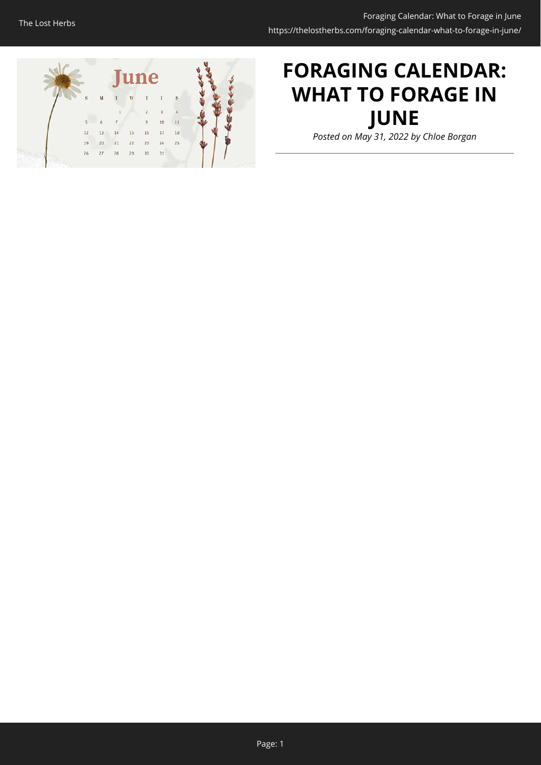# FORAGING CALENDAR: WHAT TO FORAGE IN JUNE

*Posted on May 31, 2022 by Chloe Borgan*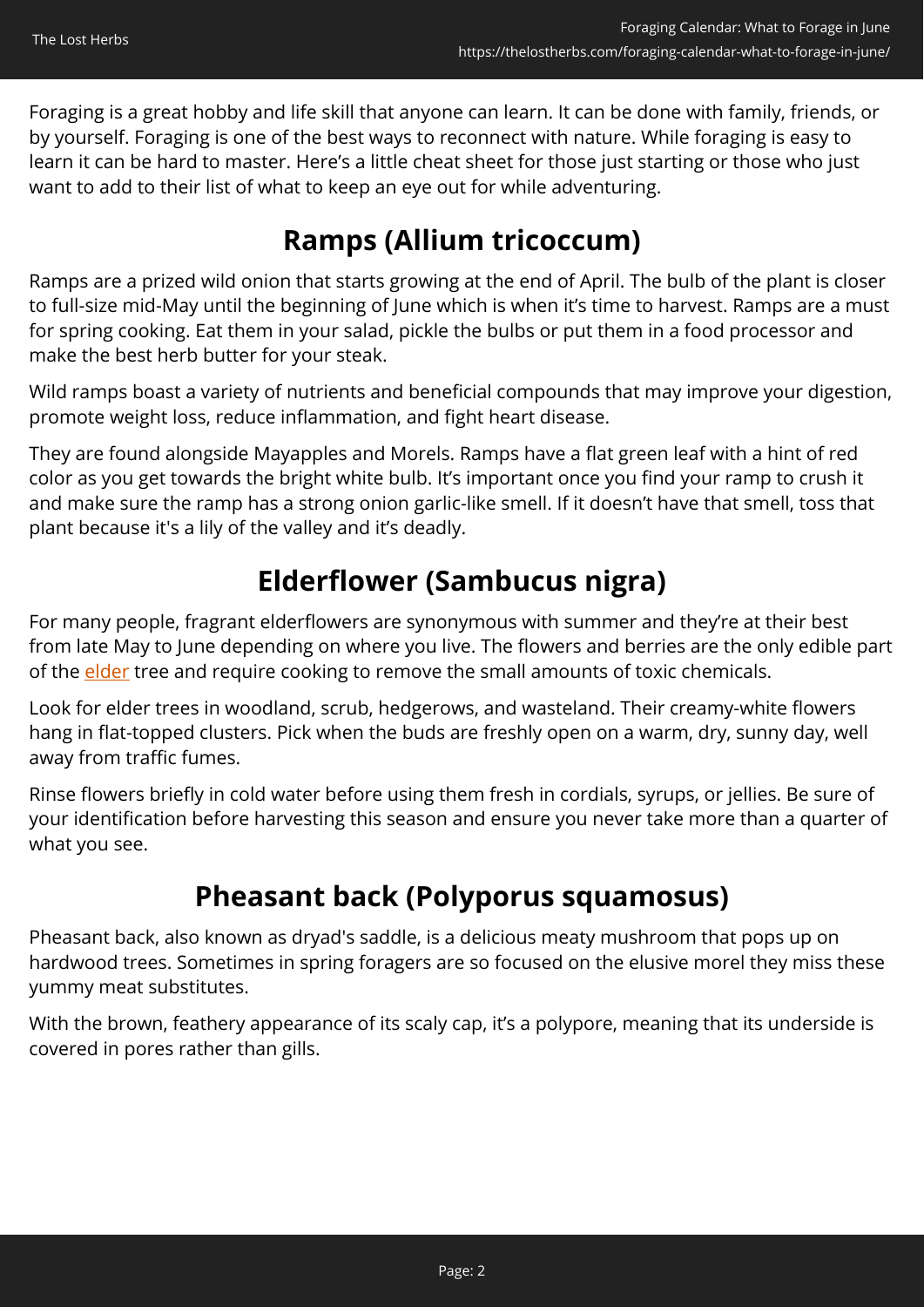Foraging is a great hobby and life skill that anyone can learn. It can be done with family, friends, or by yourself. Foraging is one of the best ways to reconnect with nature. While foraging is easy to learn it can be hard to master. Here's a little cheat sheet for those just starting or those who just want to add to their list of what to keep an eye out for while adventuring.

## Ramps (Allium tricoccum)

Ramps are a prized wild onion that starts growing at the end of April. The bulb of the plant is closer to full-size mid-May until the beginning of June which is when it's time to harvest. Ramps are a must for spring cooking. Eat them in your salad, pickle the bulbs or put them in a food processor and make the best herb butter for your steak.

Wild ramps boast a variety of nutrients and beneficial compounds that may improve your digestion, promote weight loss, reduce inflammation, and fight heart disease.

They are found alongside Mayapples and Morels. Ramps have a flat green leaf with a hint of red color as you get towards the bright white bulb. It's important once you find your ramp to crush it and make sure the ramp has a strong onion garlic-like smell. If it doesn't have that smell, toss that plant because it's a lily of the valley and it's deadly.

## Elderflower (Sambucus nigra)

For many people, fragrant elderflowers are synonymous with summer and they're at their best from late May to June depending on where you live. The flowers and berries are the only edible part of the elder tree and require cooking to remove the small amounts of toxic chemicals.

Look for elder trees in woodland, scrub, hedgerows, and wasteland. Their creamy-white flowers hang in flat-topped clusters. Pick when the buds are freshly open on a warm, dry, sunny day, well away from traffic fumes.

Rinse flowers briefly in cold water before using them fresh in cordials, syrups, or jellies. Be sure of your identification before harvesting this season and ensure you never take more than a quarter of what you see.

## Pheasant back (Polyporus squamosus)

Pheasant back, also known as dryad's saddle, is a delicious meaty mushroom that pops up on hardwood trees. Sometimes in spring foragers are so focused on the elusive morel they miss these yummy meat substitutes.

With the brown, feathery appearance of its scaly cap, it's a polypore, meaning that its underside is covered in pores rather than gills.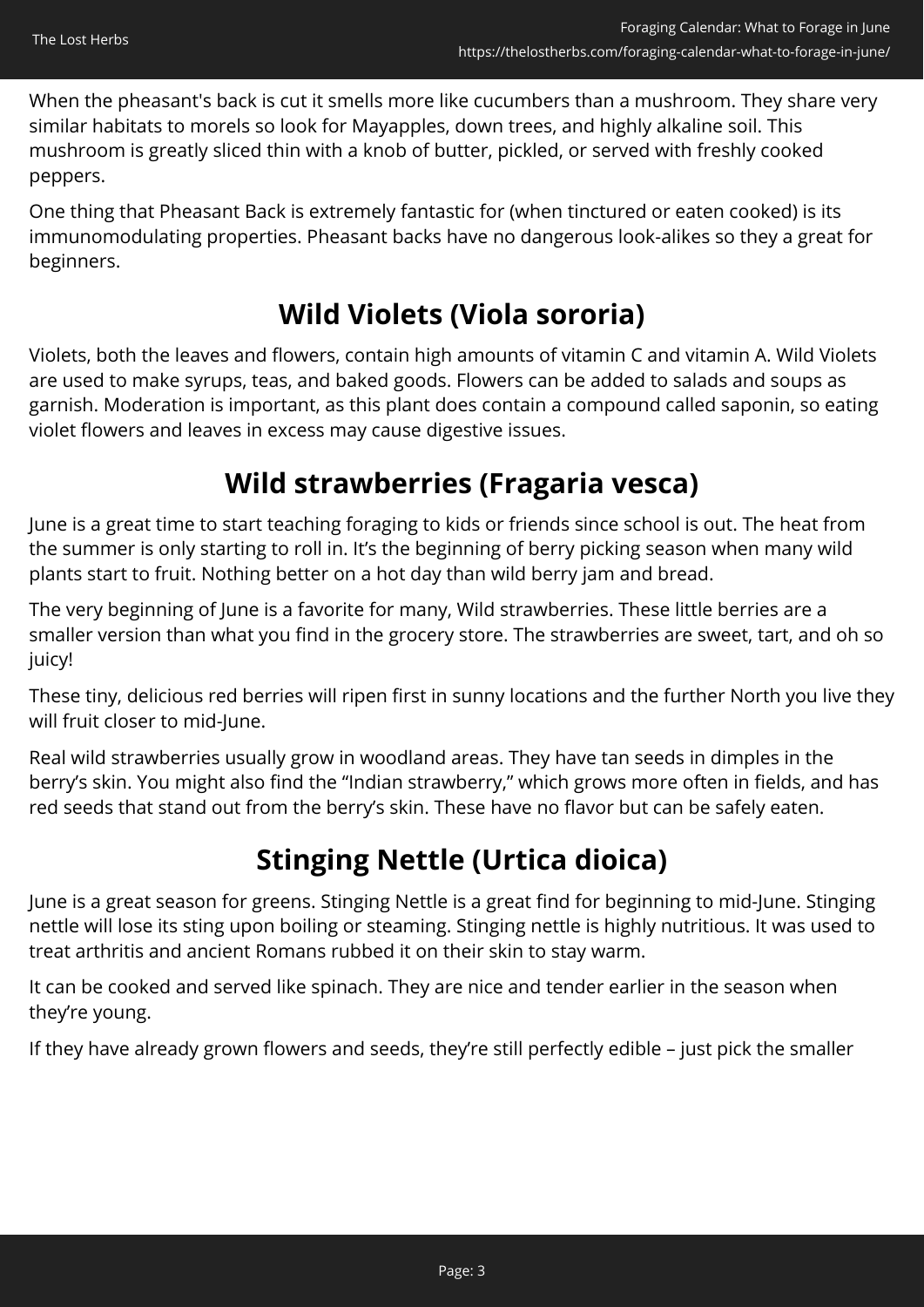When the pheasant's back is cut it smells more like cucumbers than a mushroom. They share very similar habitats to morels so look for Mayapples, down trees, and highly alkaline soil. This mushroom is greatly sliced thin with a knob of butter, pickled, or served with freshly cooked peppers.

One thing that Pheasant Back is extremely fantastic for (when tinctured or eaten cooked) is its immunomodulating properties. Pheasant backs have no dangerous look-alikes so they a great for beginners.

## Wild Violets (Viola sororia)

Violets, both the leaves and flowers, contain high amounts of vitamin C and vitamin A. Wild Violets are used to make syrups, teas, and baked goods. Flowers can be added to salads and soups as garnish. Moderation is important, as this plant does contain a compound called saponin, so eating violet flowers and leaves in excess may cause digestive issues.

## Wild strawberries (Fragaria vesca)

June is a great time to start teaching foraging to kids or friends since school is out. The heat from the summer is only starting to roll in. It’s the beginning of berry picking season when many wild plants start to fruit. Nothing better on a hot day than wild berry jam and bread.

The very beginning of June is a favorite for many, Wild strawberries. These little berries are a smaller version than what you find in the grocery store. The strawberries are sweet, tart, and oh so juicy!

These tiny, delicious red berries will ripen first in sunny locations and the further North you live they will fruit closer to mid-June.

Real wild strawberries usually grow in woodland areas. They have tan seeds in dimples in the berry’s skin. You might also find the “Indian strawberry,” which grows more often in fields, and has red seeds that stand out from the berry’s skin. These have no flavor but can be safely eaten.

## Stinging Nettle (Urtica dioica)

June is a great season for greens. Stinging Nettle is a great find for beginning to mid-June. Stinging nettle will lose its sting upon boiling or steaming. Stinging nettle is highly nutritious. It was used to treat arthritis and ancient Romans rubbed it on their skin to stay warm.

It can be cooked and served like spinach. They are nice and tender earlier in the season when they’re young.

If they have already grown flowers and seeds, they’re still perfectly edible – just pick the smaller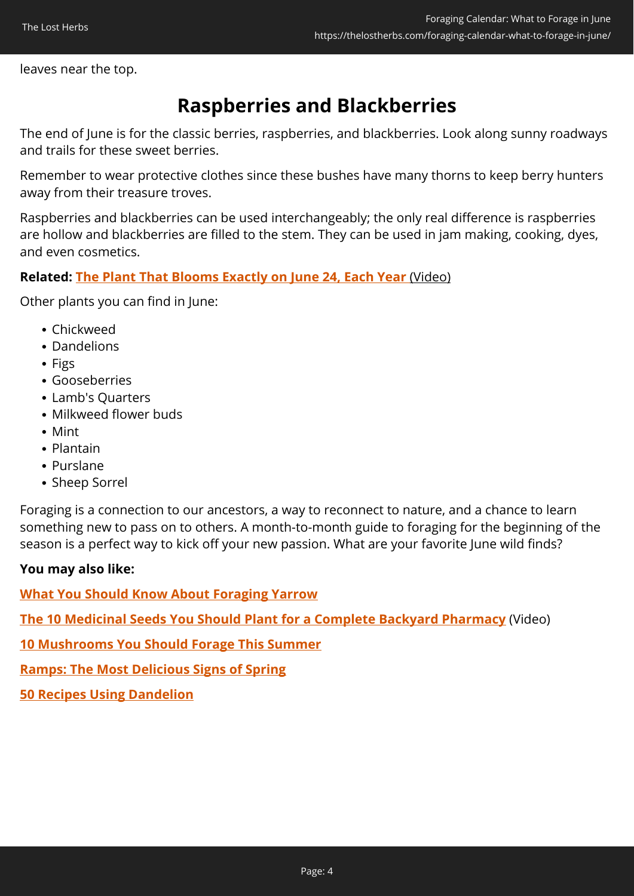leaves near the top.

## Raspberries and Blackberries

The end of June is for the classic berries, raspberries, and blackberries. Look along sunny roadways and trails for these sweet berries.

Remember to wear protective clothes since these bushes have many thorns to keep berry hunters away from their treasure troves.

Raspberries and blackberries can be used interchangeably; the only real difference is raspberries are hollow and blackberries are filled to the stem. They can be used in jam making, cooking, dyes, and even cosmetics.

**Related: The Plant That Blooms Exactly on June 24, Each Year** (Video)

Other plants you can find in June:

- Chickweed
- Dandelions
- Figs
- Gooseberries
- Lamb's Quarters
- Milkweed flower buds
- Mint
- Plantain
- Purslane
- Sheep Sorrel

Foraging is a connection to our ancestors, a way to reconnect to nature, and a chance to learn something new to pass on to others. A month-to-month guide to foraging for the beginning of the season is a perfect way to kick off your new passion. What are your favorite June wild finds?

**You may also like:**

**What You Should Know About Foraging Yarrow**

**The 10 Medicinal Seeds You Should Plant for a Complete Backyard Pharmacy** (Video)

**10 Mushrooms You Should Forage This Summer**

**Ramps: The Most Delicious Signs of Spring**

**50 Recipes Using Dandelion**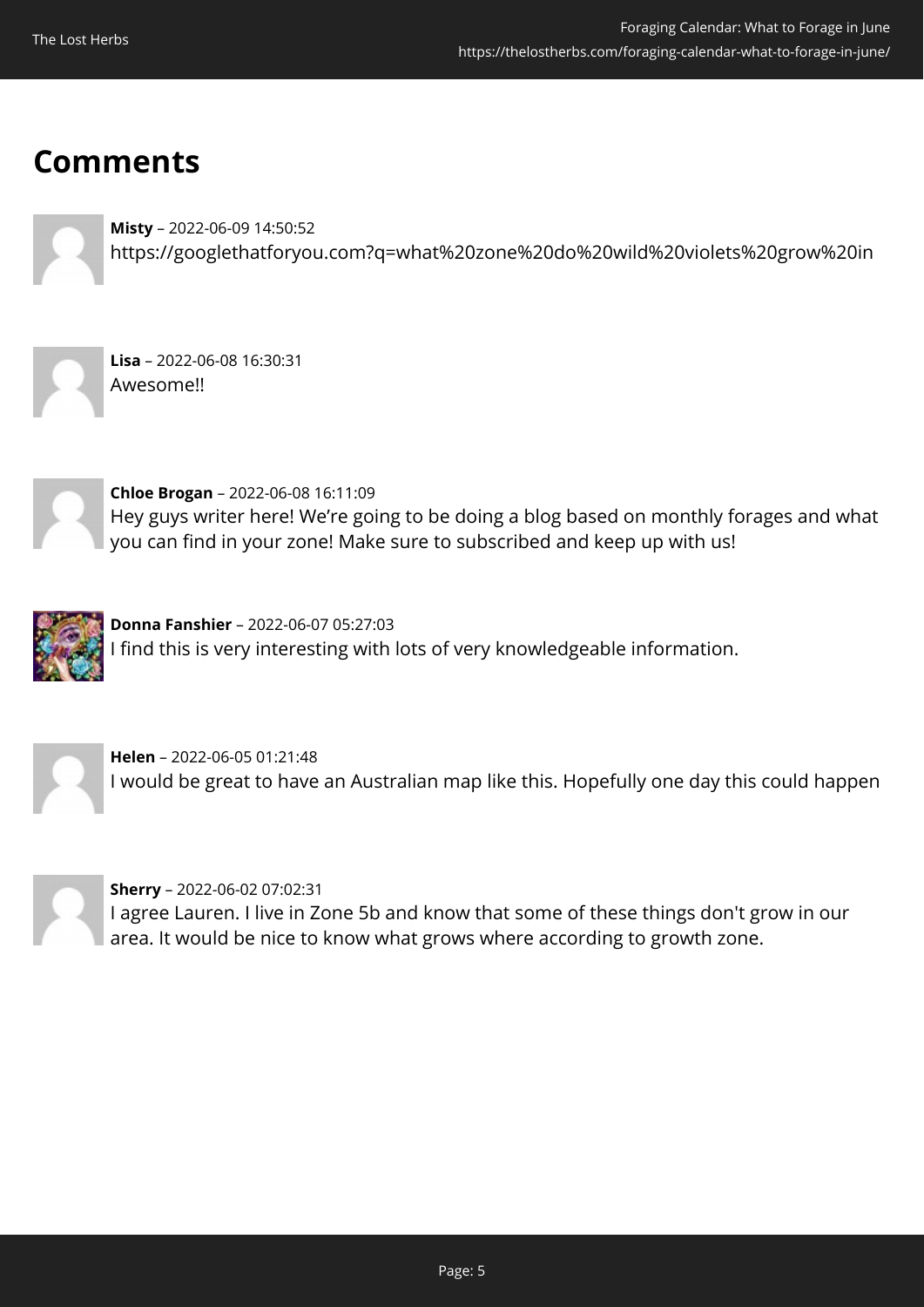## Comments

**Misty** – 2022-06-09 14:50:52
https://googlethatforyou.com?q=what%20zone%20do%20wild%20violets%20grow%20in

**Lisa** – 2022-06-08 16:30:31
Awesome!!

**Chloe Brogan** – 2022-06-08 16:11:09
Hey guys writer here! We're going to be doing a blog based on monthly forages and what you can find in your zone! Make sure to subscribed and keep up with us!

**Donna Fanshier** – 2022-06-07 05:27:03
I find this is very interesting with lots of very knowledgeable information.

**Helen** – 2022-06-05 01:21:48
I would be great to have an Australian map like this. Hopefully one day this could happen

**Sherry** – 2022-06-02 07:02:31
I agree Lauren. I live in Zone 5b and know that some of these things don't grow in our area. It would be nice to know what grows where according to growth zone.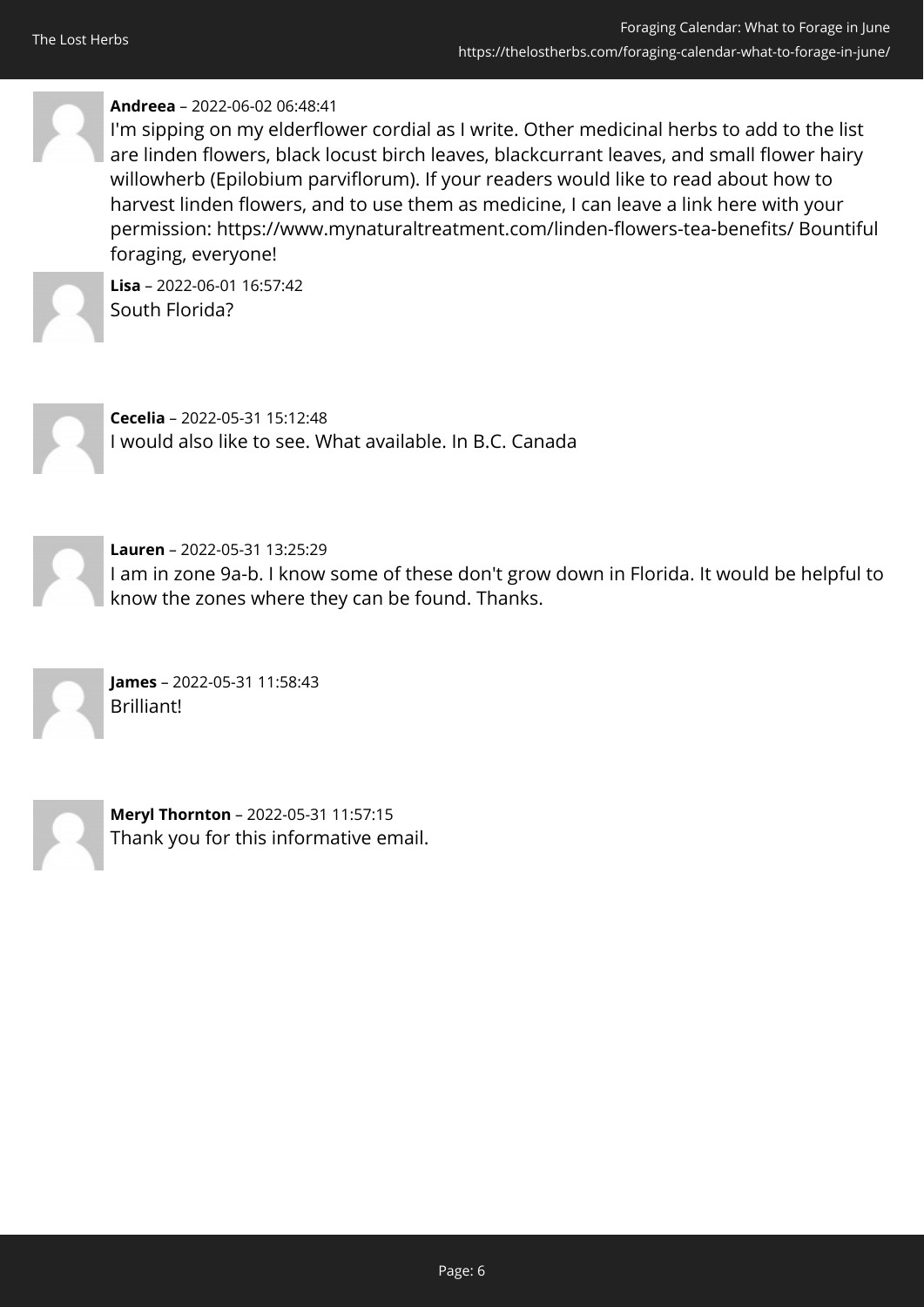**Andreea** – 2022-06-02 06:48:41

I'm sipping on my elderflower cordial as I write. Other medicinal herbs to add to the list are linden flowers, black locust birch leaves, blackcurrant leaves, and small flower hairy willowherb (Epilobium parviflorum). If your readers would like to read about how to harvest linden flowers, and to use them as medicine, I can leave a link here with your permission: https://www.mynaturaltreatment.com/linden-flowers-tea-benefits/ Bountiful foraging, everyone!

**Lisa** – 2022-06-01 16:57:42

South Florida?

**Cecelia** – 2022-05-31 15:12:48

I would also like to see. What available. In B.C. Canada

**Lauren** – 2022-05-31 13:25:29

I am in zone 9a-b. I know some of these don't grow down in Florida. It would be helpful to know the zones where they can be found. Thanks.

**James** – 2022-05-31 11:58:43

Brilliant!

**Meryl Thornton** – 2022-05-31 11:57:15

Thank you for this informative email.